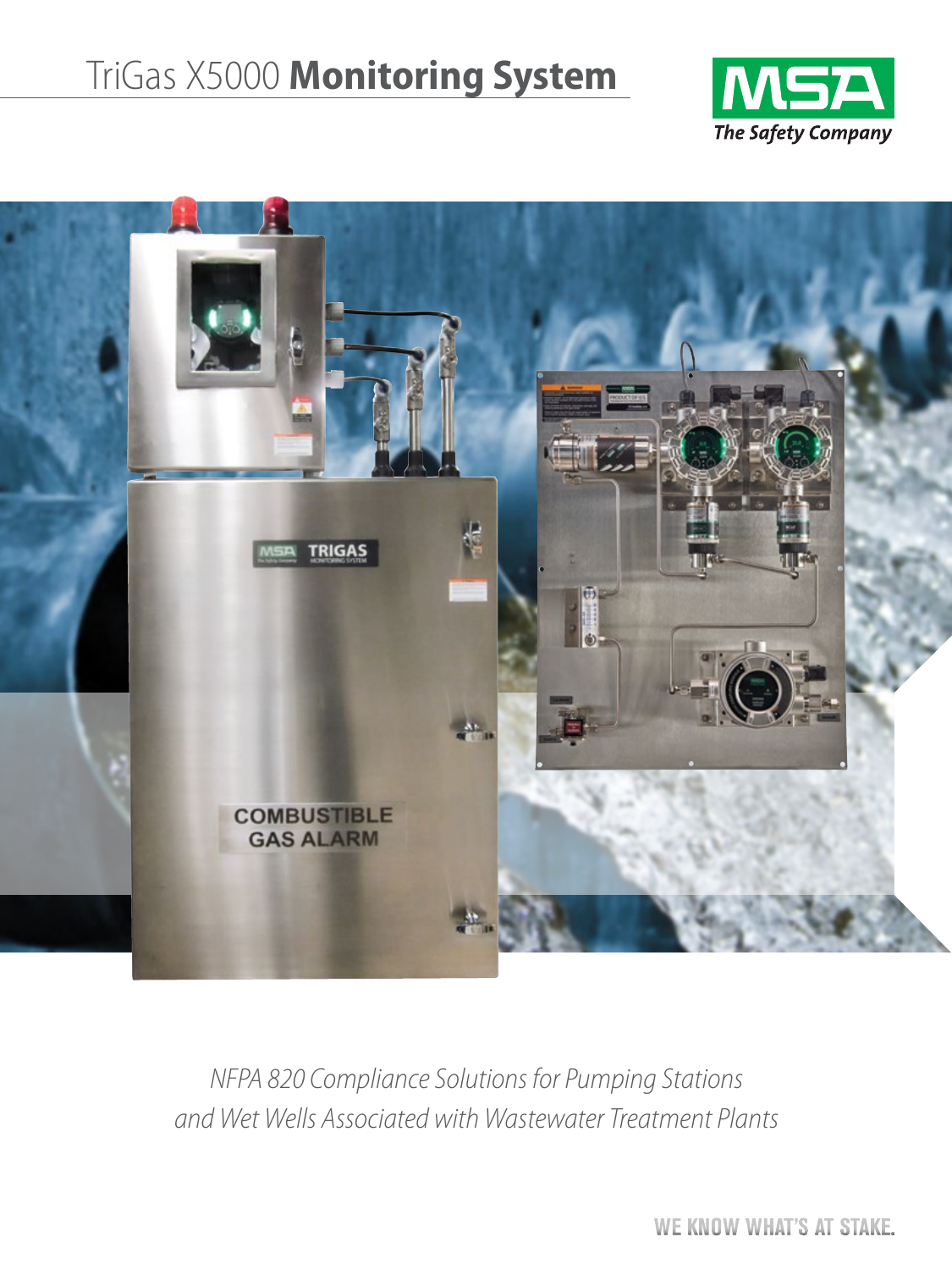# TriGas X5000 **Monitoring System**

MSA
*The Safety Company*

*NFPA 820 Compliance Solutions for Pumping Stations and Wet Wells Associated with Wastewater Treatment Plants*

WE KNOW WHAT'S AT STAKE.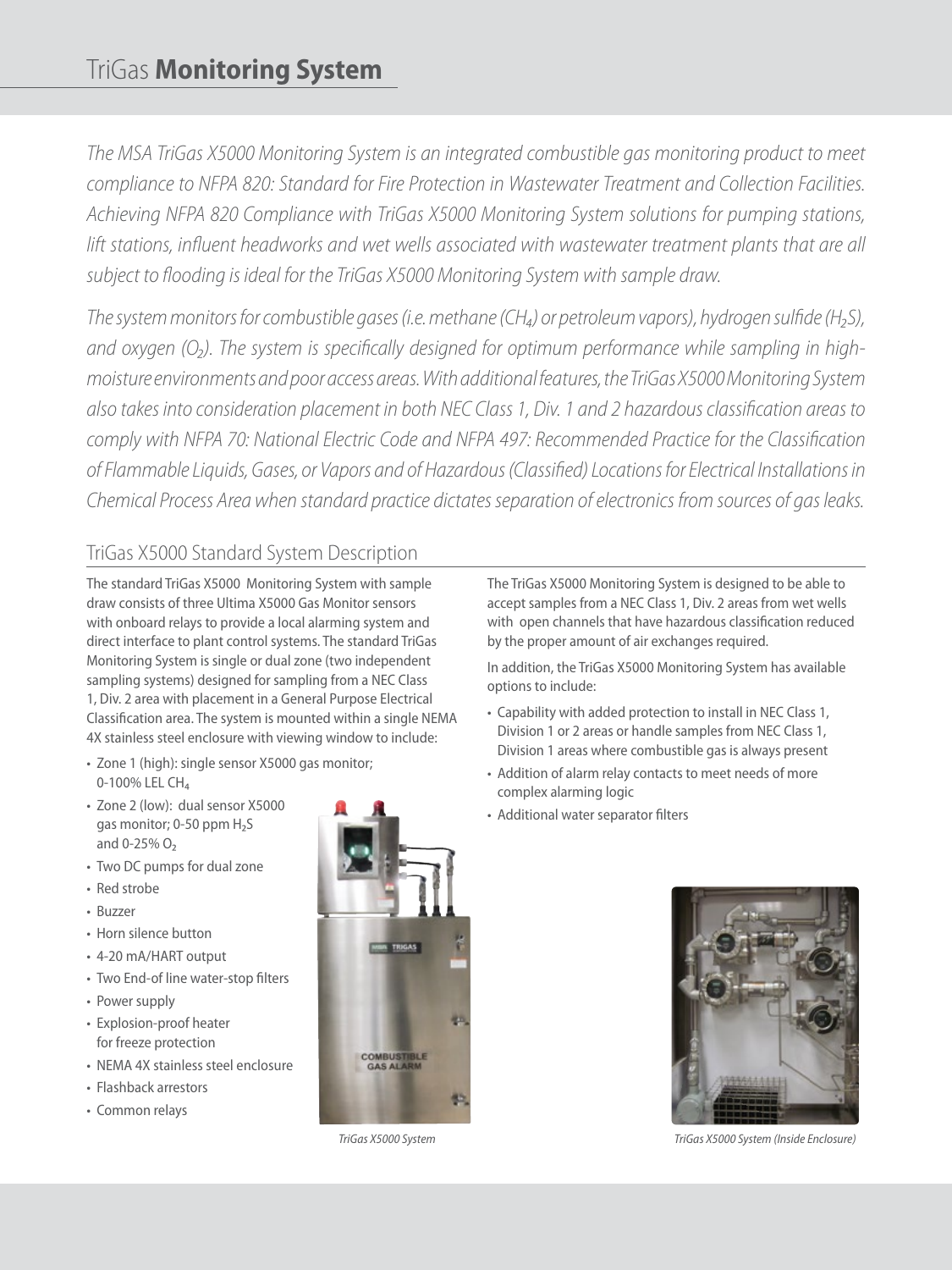# TriGas **Monitoring System**

*The MSA TriGas X5000 Monitoring System is an integrated combustible gas monitoring product to meet compliance to NFPA 820: Standard for Fire Protection in Wastewater Treatment and Collection Facilities. Achieving NFPA 820 Compliance with TriGas X5000 Monitoring System solutions for pumping stations, lift stations, influent headworks and wet wells associated with wastewater treatment plants that are all subject to flooding is ideal for the TriGas X5000 Monitoring System with sample draw.*

*The system monitors for combustible gases (i.e. methane ($CH_4$) or petroleum vapors), hydrogen sulfide ($H_2S$), and oxygen ($O_2$). The system is specifically designed for optimum performance while sampling in high-moisture environments and poor access areas. With additional features, the TriGas X5000 Monitoring System also takes into consideration placement in both NEC Class 1, Div. 1 and 2 hazardous classification areas to comply with NFPA 70: National Electric Code and NFPA 497: Recommended Practice for the Classification of Flammable Liquids, Gases, or Vapors and of Hazardous (Classified) Locations for Electrical Installations in Chemical Process Area when standard practice dictates separation of electronics from sources of gas leaks.*

## TriGas X5000 Standard System Description

The standard TriGas X5000 Monitoring System with sample draw consists of three Ultima X5000 Gas Monitor sensors with onboard relays to provide a local alarming system and direct interface to plant control systems. The standard TriGas Monitoring System is single or dual zone (two independent sampling systems) designed for sampling from a NEC Class 1, Div. 2 area with placement in a General Purpose Electrical Classification area. The system is mounted within a single NEMA 4X stainless steel enclosure with viewing window to include:

- Zone 1 (high): single sensor X5000 gas monitor; 0-100% LEL $CH_4$
- Zone 2 (low): dual sensor X5000 gas monitor; 0-50 ppm $H_2S$ and 0-25% $O_2$
- Two DC pumps for dual zone
- Red strobe
- Buzzer
- Horn silence button
- 4-20 mA/HART output
- Two End-of line water-stop filters
- Power supply
- Explosion-proof heater for freeze protection
- NEMA 4X stainless steel enclosure
- Flashback arrestors
- Common relays

*TriGas X5000 System*

The TriGas X5000 Monitoring System is designed to be able to accept samples from a NEC Class 1, Div. 2 areas from wet wells with open channels that have hazardous classification reduced by the proper amount of air exchanges required.

In addition, the TriGas X5000 Monitoring System has available options to include:

- Capability with added protection to install in NEC Class 1, Division 1 or 2 areas or handle samples from NEC Class 1, Division 1 areas where combustible gas is always present
- Addition of alarm relay contacts to meet needs of more complex alarming logic
- Additional water separator filters

*TriGas X5000 System (Inside Enclosure)*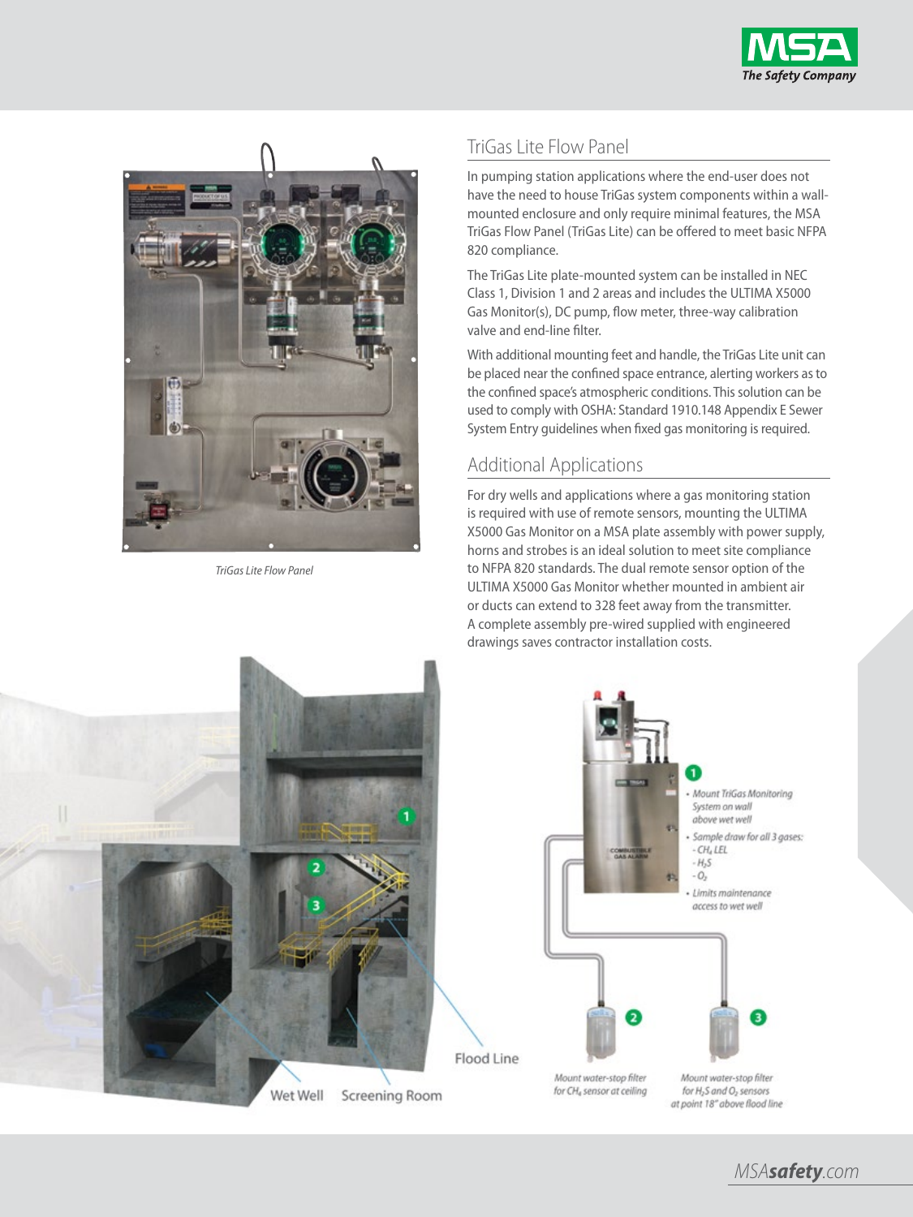TriGas Lite Flow Panel

## TriGas Lite Flow Panel

In pumping station applications where the end-user does not have the need to house TriGas system components within a wall-mounted enclosure and only require minimal features, the MSA TriGas Flow Panel (TriGas Lite) can be offered to meet basic NFPA 820 compliance.

The TriGas Lite plate-mounted system can be installed in NEC Class 1, Division 1 and 2 areas and includes the ULTIMA X5000 Gas Monitor(s), DC pump, flow meter, three-way calibration valve and end-line filter.

With additional mounting feet and handle, the TriGas Lite unit can be placed near the confined space entrance, alerting workers as to the confined space's atmospheric conditions. This solution can be used to comply with OSHA: Standard 1910.148 Appendix E Sewer System Entry guidelines when fixed gas monitoring is required.

## Additional Applications

For dry wells and applications where a gas monitoring station is required with use of remote sensors, mounting the ULTIMA X5000 Gas Monitor on a MSA plate assembly with power supply, horns and strobes is an ideal solution to meet site compliance to NFPA 820 standards. The dual remote sensor option of the ULTIMA X5000 Gas Monitor whether mounted in ambient air or ducts can extend to 328 feet away from the transmitter. A complete assembly pre-wired supplied with engineered drawings saves contractor installation costs.

Wet Well — Screening Room — Flood Line

1
- Mount TriGas Monitoring System on wall above wet well
- Sample draw for all 3 gases:
  - $CH_4$ LEL
  - $H_2S$
  - $O_2$
- Limits maintenance access to wet well

2 — Mount water-stop filter for $CH_4$ sensor at ceiling

3 — Mount water-stop filter for $H_2S$ and $O_2$ sensors at point 18" above flood line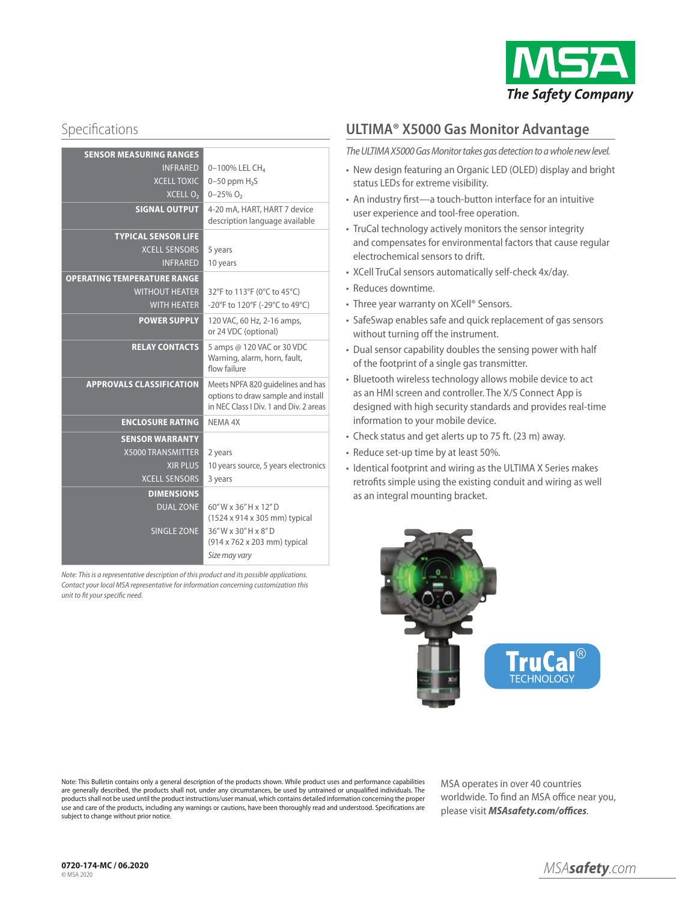## Specifications

| | |
|---|---|
| **SENSOR MEASURING RANGES** | |
| INFRARED | 0–100% LEL $CH_4$ |
| XCELL TOXIC | 0–50 ppm $H_2S$ |
| XCELL $O_2$ | 0–25% $O_2$ |
| **SIGNAL OUTPUT** | 4-20 mA, HART, HART 7 device description language available |
| **TYPICAL SENSOR LIFE** | |
| XCELL SENSORS | 5 years |
| INFRARED | 10 years |
| **OPERATING TEMPERATURE RANGE** | |
| WITHOUT HEATER | 32°F to 113°F (0°C to 45°C) |
| WITH HEATER | -20°F to 120°F (-29°C to 49°C) |
| **POWER SUPPLY** | 120 VAC, 60 Hz, 2-16 amps, or 24 VDC (optional) |
| **RELAY CONTACTS** | 5 amps @ 120 VAC or 30 VDC Warning, alarm, horn, fault, flow failure |
| **APPROVALS CLASSIFICATION** | Meets NPFA 820 guidelines and has options to draw sample and install in NEC Class I Div. 1 and Div. 2 areas |
| **ENCLOSURE RATING** | NEMA 4X |
| **SENSOR WARRANTY** | |
| X5000 TRANSMITTER | 2 years |
| XIR PLUS | 10 years source, 5 years electronics |
| XCELL SENSORS | 3 years |
| **DIMENSIONS** | |
| DUAL ZONE | 60" W x 36" H x 12" D (1524 x 914 x 305 mm) typical |
| SINGLE ZONE | 36" W x 30" H x 8" D (914 x 762 x 203 mm) typical *Size may vary* |

*Note: This is a representative description of this product and its possible applications. Contact your local MSA representative for information concerning customization this unit to fit your specific need.*

## ULTIMA® X5000 Gas Monitor Advantage

*The ULTIMA X5000 Gas Monitor takes gas detection to a whole new level.*

- New design featuring an Organic LED (OLED) display and bright status LEDs for extreme visibility.
- An industry first—a touch-button interface for an intuitive user experience and tool-free operation.
- TruCal technology actively monitors the sensor integrity and compensates for environmental factors that cause regular electrochemical sensors to drift.
- XCell TruCal sensors automatically self-check 4x/day.
- Reduces downtime.
- Three year warranty on XCell® Sensors.
- SafeSwap enables safe and quick replacement of gas sensors without turning off the instrument.
- Dual sensor capability doubles the sensing power with half of the footprint of a single gas transmitter.
- Bluetooth wireless technology allows mobile device to act as an HMI screen and controller. The X/S Connect App is designed with high security standards and provides real-time information to your mobile device.
- Check status and get alerts up to 75 ft. (23 m) away.
- Reduce set-up time by at least 50%.
- Identical footprint and wiring as the ULTIMA X Series makes retrofits simple using the existing conduit and wiring as well as an integral mounting bracket.

TruCal® TECHNOLOGY

Note: This Bulletin contains only a general description of the products shown. While product uses and performance capabilities are generally described, the products shall not, under any circumstances, be used by untrained or unqualified individuals. The products shall not be used until the product instructions/user manual, which contains detailed information concerning the proper use and care of the products, including any warnings or cautions, have been thoroughly read and understood. Specifications are subject to change without prior notice.

MSA operates in over 40 countries worldwide. To find an MSA office near you, please visit ***MSAsafety.com/offices***.

**0720-174-MC / 06.2020**
© MSA 2020

MSA**safety**.com